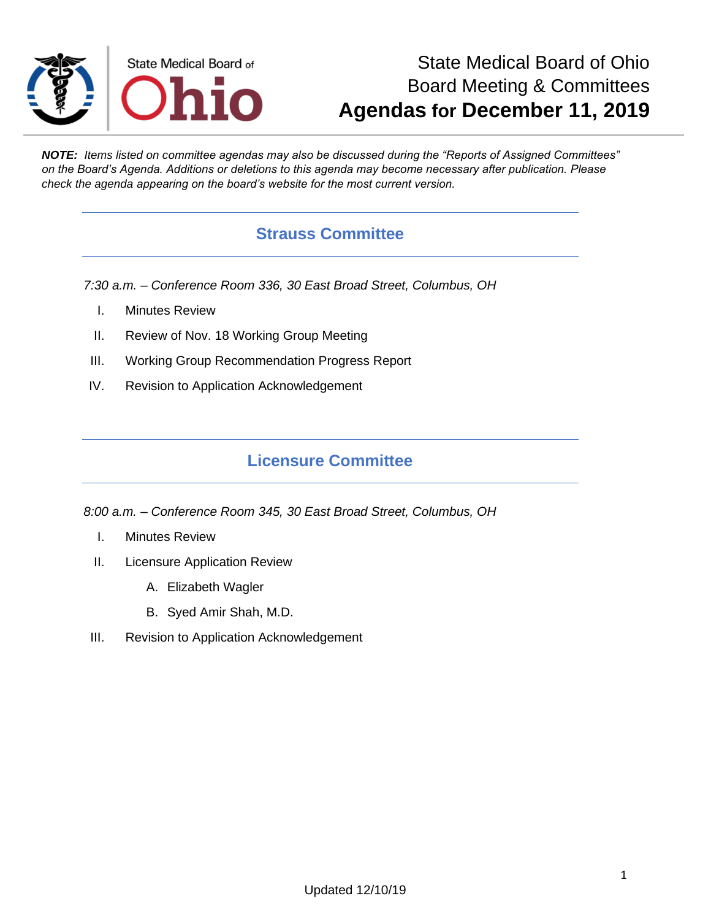State Medical Board of Ohio

# State Medical Board of Ohio
## Board Meeting & Committees
# **Agendas for December 11, 2019**

***NOTE:*** *Items listed on committee agendas may also be discussed during the "Reports of Assigned Committees" on the Board's Agenda. Additions or deletions to this agenda may become necessary after publication. Please check the agenda appearing on the board's website for the most current version.*

## Strauss Committee

*7:30 a.m. – Conference Room 336, 30 East Broad Street, Columbus, OH*

I. Minutes Review

II. Review of Nov. 18 Working Group Meeting

III. Working Group Recommendation Progress Report

IV. Revision to Application Acknowledgement

## Licensure Committee

*8:00 a.m. – Conference Room 345, 30 East Broad Street, Columbus, OH*

I. Minutes Review

II. Licensure Application Review

  A. Elizabeth Wagler

  B. Syed Amir Shah, M.D.

III. Revision to Application Acknowledgement

Updated 12/10/19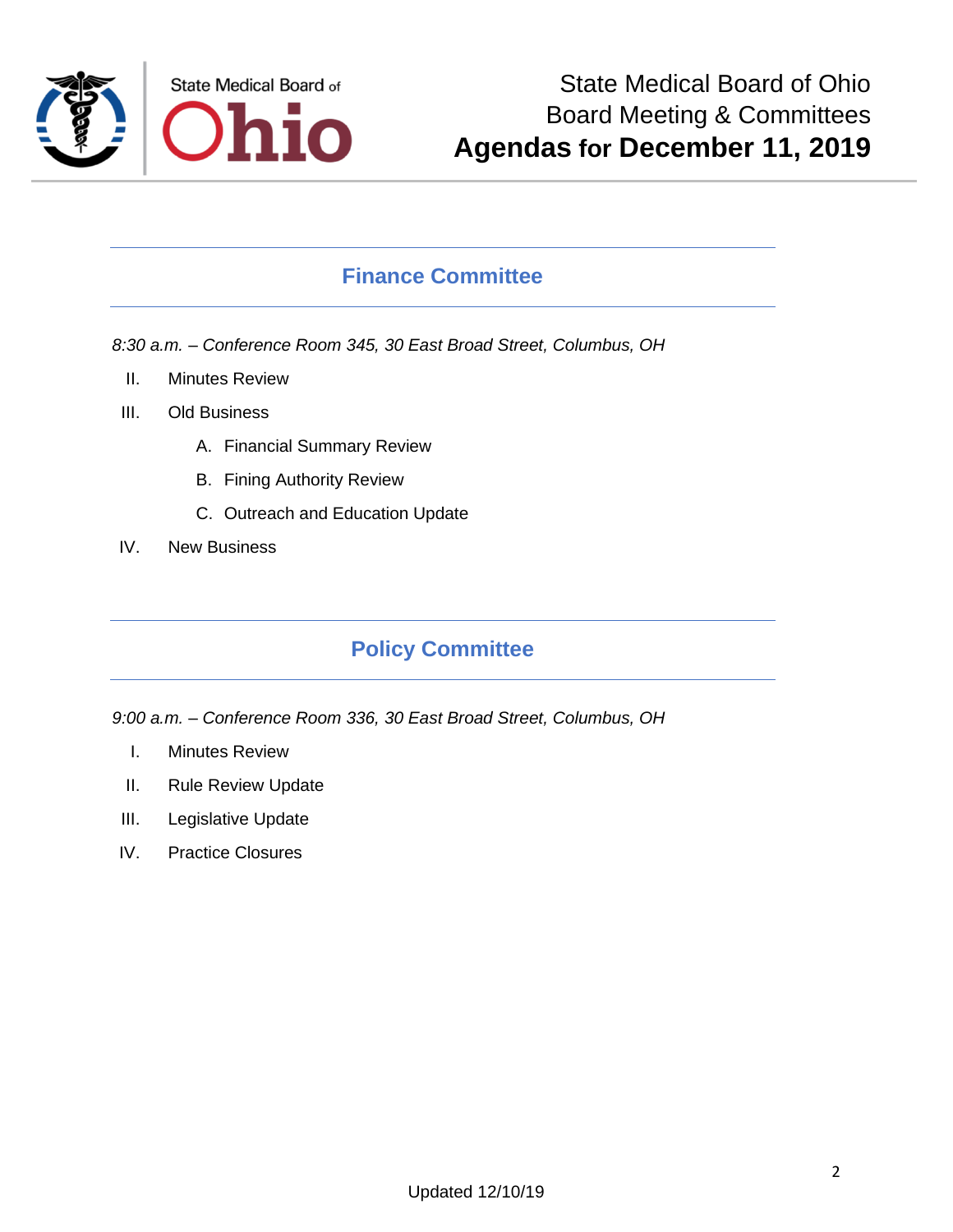# State Medical Board of Ohio Board Meeting & Committees

# Agendas for December 11, 2019

## Finance Committee

*8:30 a.m. – Conference Room 345, 30 East Broad Street, Columbus, OH*

II. Minutes Review

III. Old Business

   A. Financial Summary Review

   B. Fining Authority Review

   C. Outreach and Education Update

IV. New Business

## Policy Committee

*9:00 a.m. – Conference Room 336, 30 East Broad Street, Columbus, OH*

I. Minutes Review

II. Rule Review Update

III. Legislative Update

IV. Practice Closures

Updated 12/10/19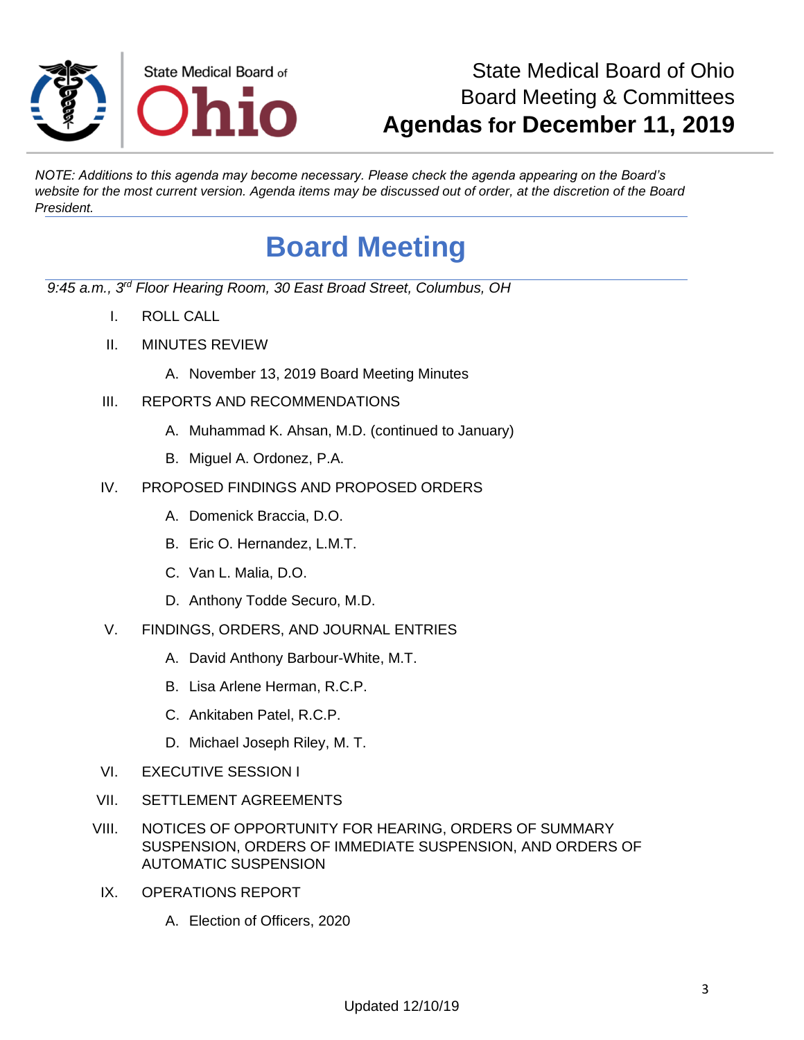State Medical Board of Ohio
Board Meeting & Committees
**Agendas for December 11, 2019**

*NOTE: Additions to this agenda may become necessary. Please check the agenda appearing on the Board's website for the most current version. Agenda items may be discussed out of order, at the discretion of the Board President.*

# Board Meeting

*9:45 a.m., 3rd Floor Hearing Room, 30 East Broad Street, Columbus, OH*

I. ROLL CALL

II. MINUTES REVIEW

- A. November 13, 2019 Board Meeting Minutes

III. REPORTS AND RECOMMENDATIONS

- A. Muhammad K. Ahsan, M.D. (continued to January)
- B. Miguel A. Ordonez, P.A.

IV. PROPOSED FINDINGS AND PROPOSED ORDERS

- A. Domenick Braccia, D.O.
- B. Eric O. Hernandez, L.M.T.
- C. Van L. Malia, D.O.
- D. Anthony Todde Securo, M.D.

V. FINDINGS, ORDERS, AND JOURNAL ENTRIES

- A. David Anthony Barbour-White, M.T.
- B. Lisa Arlene Herman, R.C.P.
- C. Ankitaben Patel, R.C.P.
- D. Michael Joseph Riley, M. T.

VI. EXECUTIVE SESSION I

VII. SETTLEMENT AGREEMENTS

VIII. NOTICES OF OPPORTUNITY FOR HEARING, ORDERS OF SUMMARY SUSPENSION, ORDERS OF IMMEDIATE SUSPENSION, AND ORDERS OF AUTOMATIC SUSPENSION

IX. OPERATIONS REPORT

- A. Election of Officers, 2020

Updated 12/10/19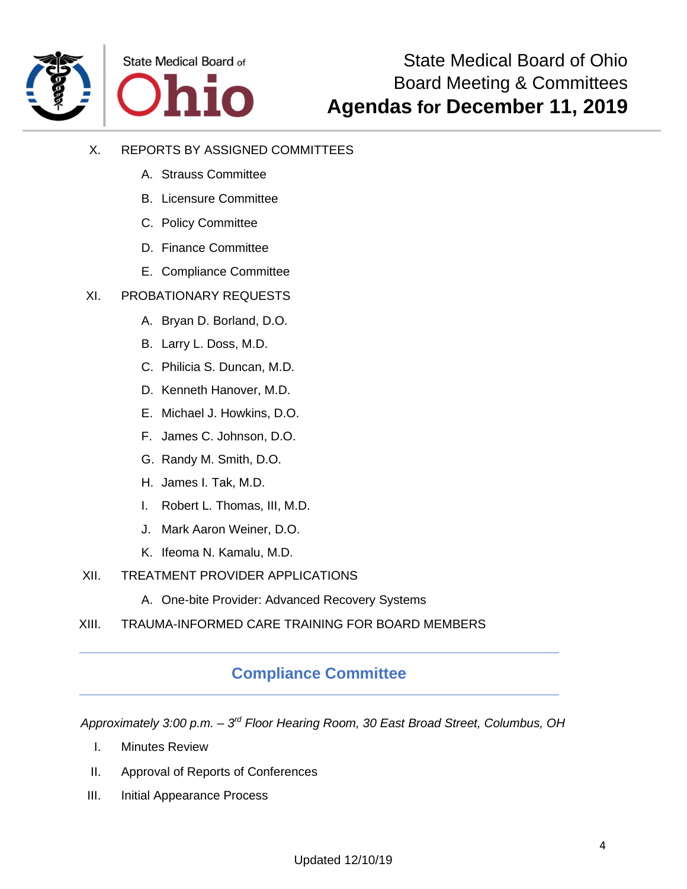X. REPORTS BY ASSIGNED COMMITTEES

  A. Strauss Committee

  B. Licensure Committee

  C. Policy Committee

  D. Finance Committee

  E. Compliance Committee

XI. PROBATIONARY REQUESTS

  A. Bryan D. Borland, D.O.

  B. Larry L. Doss, M.D.

  C. Philicia S. Duncan, M.D.

  D. Kenneth Hanover, M.D.

  E. Michael J. Howkins, D.O.

  F. James C. Johnson, D.O.

  G. Randy M. Smith, D.O.

  H. James I. Tak, M.D.

  I. Robert L. Thomas, III, M.D.

  J. Mark Aaron Weiner, D.O.

  K. Ifeoma N. Kamalu, M.D.

XII. TREATMENT PROVIDER APPLICATIONS

  A. One-bite Provider: Advanced Recovery Systems

XIII. TRAUMA-INFORMED CARE TRAINING FOR BOARD MEMBERS

## Compliance Committee

*Approximately 3:00 p.m. – 3rd Floor Hearing Room, 30 East Broad Street, Columbus, OH*

I. Minutes Review

II. Approval of Reports of Conferences

III. Initial Appearance Process